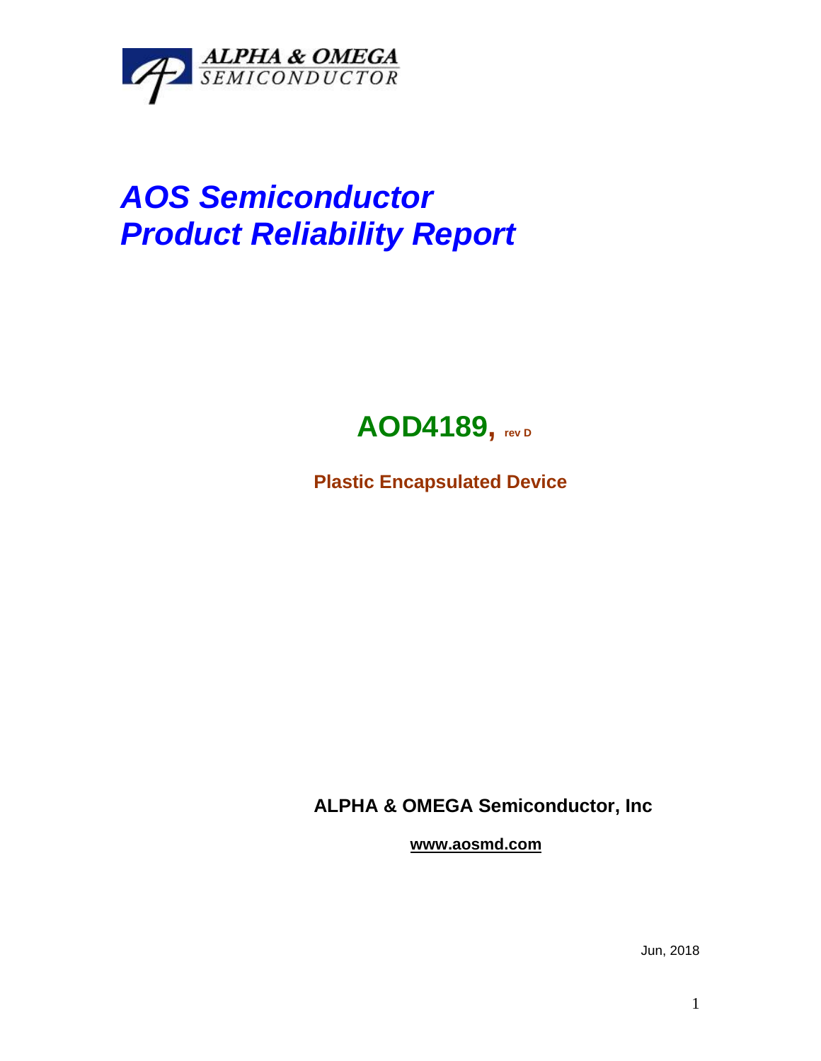ALPHA & OMEGA
SEMICONDUCTOR

# *AOS Semiconductor*
# *Product Reliability Report*

## **AOD4189,** rev D

**Plastic Encapsulated Device**

**ALPHA & OMEGA Semiconductor, Inc**

**www.aosmd.com**

Jun, 2018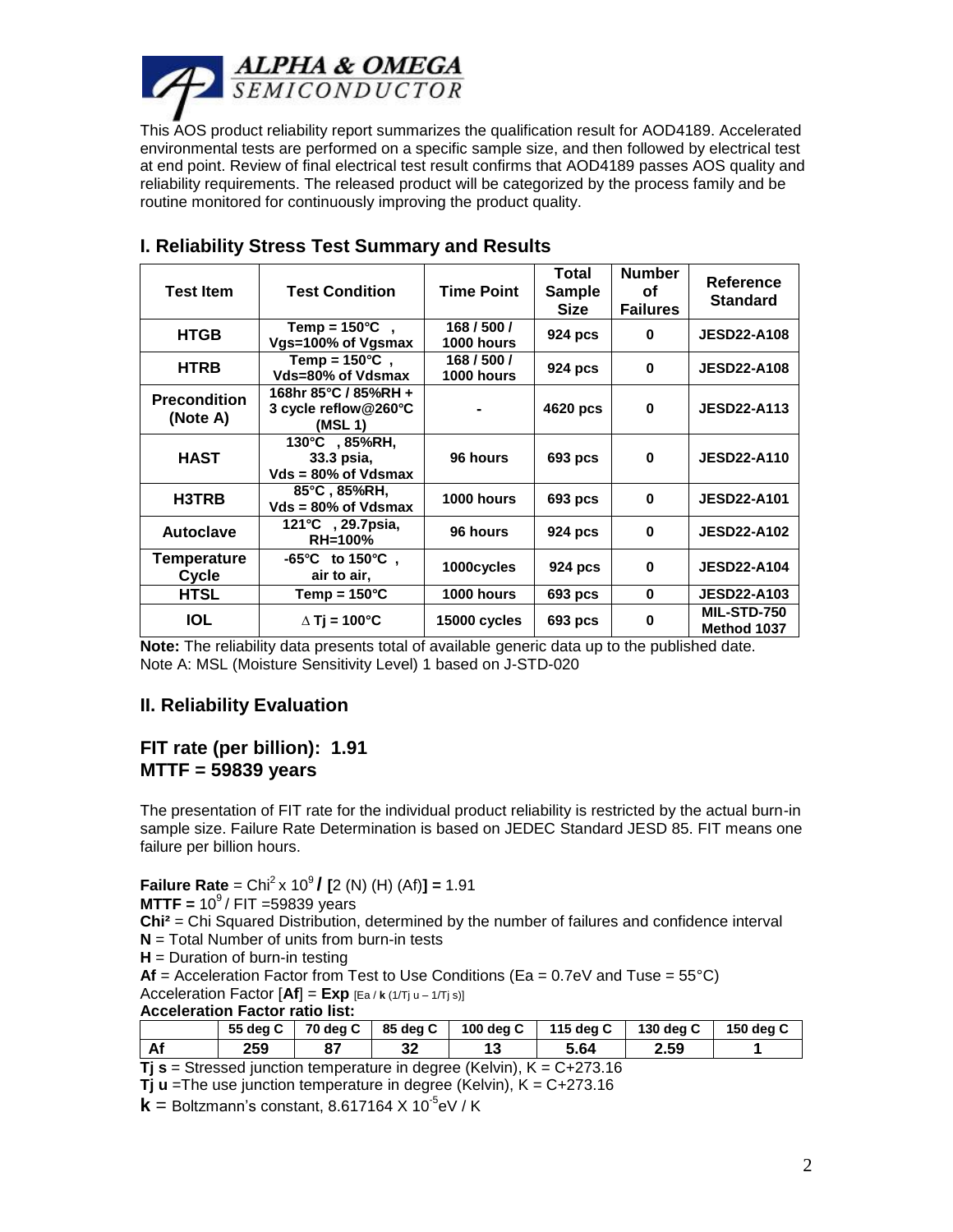**ALPHA & OMEGA SEMICONDUCTOR**

This AOS product reliability report summarizes the qualification result for AOD4189. Accelerated environmental tests are performed on a specific sample size, and then followed by electrical test at end point. Review of final electrical test result confirms that AOD4189 passes AOS quality and reliability requirements. The released product will be categorized by the process family and be routine monitored for continuously improving the product quality.

## I. Reliability Stress Test Summary and Results

| Test Item | Test Condition | Time Point | Total Sample Size | Number of Failures | Reference Standard |
|---|---|---|---|---|---|
| HTGB | Temp = 150°C , Vgs=100% of Vgsmax | 168 / 500 / 1000 hours | 924 pcs | 0 | JESD22-A108 |
| HTRB | Temp = 150°C , Vds=80% of Vdsmax | 168 / 500 / 1000 hours | 924 pcs | 0 | JESD22-A108 |
| Precondition (Note A) | 168hr 85°C / 85%RH + 3 cycle reflow@260°C (MSL 1) | - | 4620 pcs | 0 | JESD22-A113 |
| HAST | 130°C , 85%RH, 33.3 psia, Vds = 80% of Vdsmax | 96 hours | 693 pcs | 0 | JESD22-A110 |
| H3TRB | 85°C , 85%RH, Vds = 80% of Vdsmax | 1000 hours | 693 pcs | 0 | JESD22-A101 |
| Autoclave | 121°C , 29.7psia, RH=100% | 96 hours | 924 pcs | 0 | JESD22-A102 |
| Temperature Cycle | -65°C to 150°C , air to air, | 1000cycles | 924 pcs | 0 | JESD22-A104 |
| HTSL | Temp = 150°C | 1000 hours | 693 pcs | 0 | JESD22-A103 |
| IOL | $\Delta$ Tj = 100°C | 15000 cycles | 693 pcs | 0 | MIL-STD-750 Method 1037 |

**Note:** The reliability data presents total of available generic data up to the published date.
Note A: MSL (Moisture Sensitivity Level) 1 based on J-STD-020

## II. Reliability Evaluation

### FIT rate (per billion): 1.91
### MTTF = 59839 years

The presentation of FIT rate for the individual product reliability is restricted by the actual burn-in sample size. Failure Rate Determination is based on JEDEC Standard JESD 85. FIT means one failure per billion hours.

**Failure Rate** = $Chi^2 \times 10^9$ **/ [**2 (N) (H) (Af)**] =** 1.91

**MTTF =** $10^9$ / FIT =59839 years

**Chi²** = Chi Squared Distribution, determined by the number of failures and confidence interval

**N** = Total Number of units from burn-in tests

**H** = Duration of burn-in testing

**Af** = Acceleration Factor from Test to Use Conditions (Ea = 0.7eV and Tuse = 55°C)

Acceleration Factor [**Af**] = **Exp** [Ea / **k** (1/Tj u – 1/Tj s)]

**Acceleration Factor ratio list:**

| | 55 deg C | 70 deg C | 85 deg C | 100 deg C | 115 deg C | 130 deg C | 150 deg C |
|---|---|---|---|---|---|---|---|
| Af | 259 | 87 | 32 | 13 | 5.64 | 2.59 | 1 |

**Tj s** = Stressed junction temperature in degree (Kelvin), K = C+273.16

**Tj u** =The use junction temperature in degree (Kelvin), K = C+273.16

**k** = Boltzmann's constant, $8.617164 \times 10^{-5}$eV / K